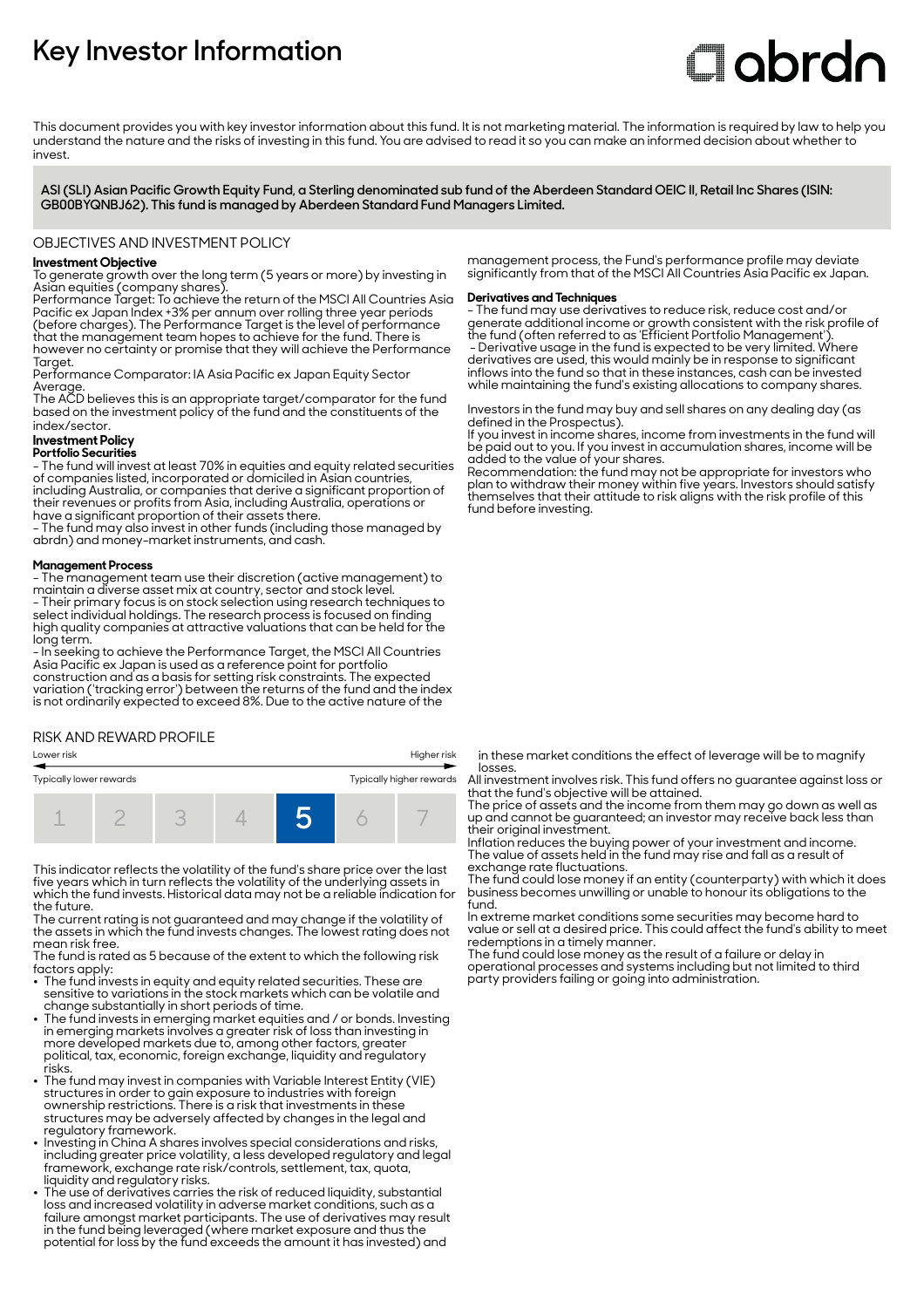# Key Investor Information

abrdn

This document provides you with key investor information about this fund. It is not marketing material. The information is required by law to help you understand the nature and the risks of investing in this fund. You are advised to read it so you can make an informed decision about whether to invest.

**ASI (SLI) Asian Pacific Growth Equity Fund, a Sterling denominated sub fund of the Aberdeen Standard OEIC II, Retail Inc Shares (ISIN: GB00BYQNBJ62). This fund is managed by Aberdeen Standard Fund Managers Limited.**

## OBJECTIVES AND INVESTMENT POLICY

**Investment Objective**

To generate growth over the long term (5 years or more) by investing in Asian equities (company shares).

Performance Target: To achieve the return of the MSCI All Countries Asia Pacific ex Japan Index +3% per annum over rolling three year periods (before charges). The Performance Target is the level of performance that the management team hopes to achieve for the fund. There is however no certainty or promise that they will achieve the Performance Target.

Performance Comparator: IA Asia Pacific ex Japan Equity Sector Average.

The ACD believes this is an appropriate target/comparator for the fund based on the investment policy of the fund and the constituents of the index/sector.

**Investment Policy**

**Portfolio Securities**

- The fund will invest at least 70% in equities and equity related securities of companies listed, incorporated or domiciled in Asian countries, including Australia, or companies that derive a significant proportion of their revenues or profits from Asia, including Australia, operations or have a significant proportion of their assets there.
- The fund may also invest in other funds (including those managed by abrdn) and money-market instruments, and cash.

**Management Process**

- The management team use their discretion (active management) to maintain a diverse asset mix at country, sector and stock level.
- Their primary focus is on stock selection using research techniques to select individual holdings. The research process is focused on finding high quality companies at attractive valuations that can be held for the long term.
- In seeking to achieve the Performance Target, the MSCI All Countries Asia Pacific ex Japan is used as a reference point for portfolio construction and as a basis for setting risk constraints. The expected variation ('tracking error') between the returns of the fund and the index is not ordinarily expected to exceed 8%. Due to the active nature of the management process, the Fund's performance profile may deviate significantly from that of the MSCI All Countries Asia Pacific ex Japan.

**Derivatives and Techniques**

- The fund may use derivatives to reduce risk, reduce cost and/or generate additional income or growth consistent with the risk profile of the fund (often referred to as 'Efficient Portfolio Management').
- Derivative usage in the fund is expected to be very limited. Where derivatives are used, this would mainly be in response to significant inflows into the fund so that in these instances, cash can be invested while maintaining the fund's existing allocations to company shares.

Investors in the fund may buy and sell shares on any dealing day (as defined in the Prospectus).

If you invest in income shares, income from investments in the fund will be paid out to you. If you invest in accumulation shares, income will be added to the value of your shares.

Recommendation: the fund may not be appropriate for investors who plan to withdraw their money within five years. Investors should satisfy themselves that their attitude to risk aligns with the risk profile of this fund before investing.

## RISK AND REWARD PROFILE

| Lower risk | | | | | | Higher risk |
|---|---|---|---|---|---|---|
| Typically lower rewards | | | | | | Typically higher rewards |
| 1 | 2 | 3 | 4 | **5** | 6 | 7 |

This indicator reflects the volatility of the fund's share price over the last five years which in turn reflects the volatility of the underlying assets in which the fund invests. Historical data may not be a reliable indication for the future.

The current rating is not guaranteed and may change if the volatility of the assets in which the fund invests changes. The lowest rating does not mean risk free.

The fund is rated as 5 because of the extent to which the following risk factors apply:

- The fund invests in equity and equity related securities. These are sensitive to variations in the stock markets which can be volatile and change substantially in short periods of time.
- The fund invests in emerging market equities and / or bonds. Investing in emerging markets involves a greater risk of loss than investing in more developed markets due to, among other factors, greater political, tax, economic, foreign exchange, liquidity and regulatory risks.
- The fund may invest in companies with Variable Interest Entity (VIE) structures in order to gain exposure to industries with foreign ownership restrictions. There is a risk that investments in these structures may be adversely affected by changes in the legal and regulatory framework.
- Investing in China A shares involves special considerations and risks, including greater price volatility, a less developed regulatory and legal framework, exchange rate risk/controls, settlement, tax, quota, liquidity and regulatory risks.
- The use of derivatives carries the risk of reduced liquidity, substantial loss and increased volatility in adverse market conditions, such as a failure amongst market participants. The use of derivatives may result in the fund being leveraged (where market exposure and thus the potential for loss by the fund exceeds the amount it has invested) and in these market conditions the effect of leverage will be to magnify losses.

All investment involves risk. This fund offers no guarantee against loss or that the fund's objective will be attained.

The price of assets and the income from them may go down as well as up and cannot be guaranteed; an investor may receive back less than their original investment.

Inflation reduces the buying power of your investment and income.

The value of assets held in the fund may rise and fall as a result of exchange rate fluctuations.

The fund could lose money if an entity (counterparty) with which it does business becomes unwilling or unable to honour its obligations to the fund.

In extreme market conditions some securities may become hard to value or sell at a desired price. This could affect the fund's ability to meet redemptions in a timely manner.

The fund could lose money as the result of a failure or delay in operational processes and systems including but not limited to third party providers failing or going into administration.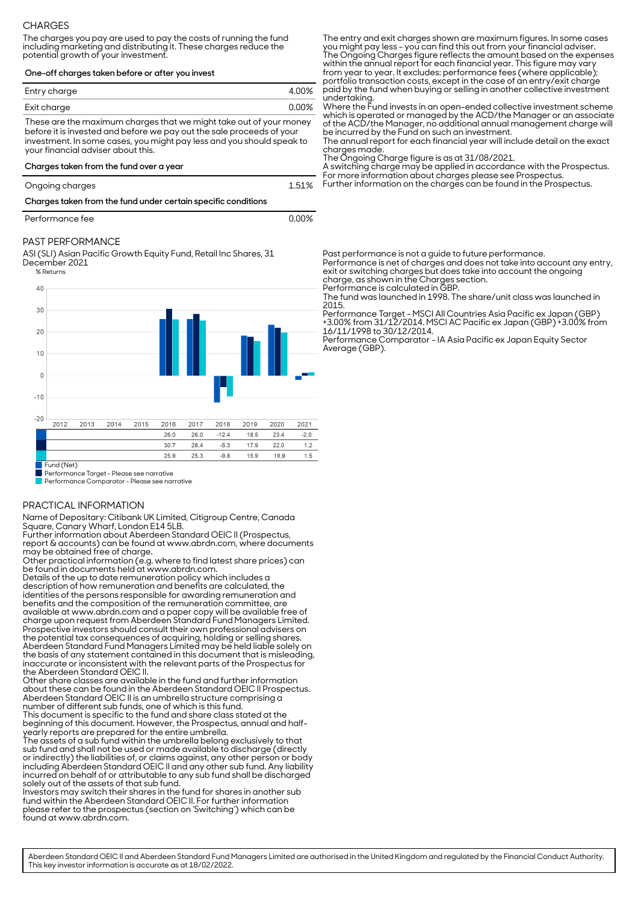## CHARGES

The charges you pay are used to pay the costs of running the fund including marketing and distributing it. These charges reduce the potential growth of your investment.

| One-off charges taken before or after you invest | |
|---|---|
| Entry charge | 4.00% |
| Exit charge | 0.00% |

These are the maximum charges that we might take out of your money before it is invested and before we pay out the sale proceeds of your investment. In some cases, you might pay less and you should speak to your financial adviser about this.

| Charges taken from the fund over a year | |
|---|---|
| Ongoing charges | 1.51% |
| **Charges taken from the fund under certain specific conditions** | |
| Performance fee | 0.00% |

The entry and exit charges shown are maximum figures. In some cases you might pay less - you can find this out from your financial adviser.
The Ongoing Charges figure reflects the amount based on the expenses within the annual report for each financial year. This figure may vary from year to year. It excludes: performance fees (where applicable); portfolio transaction costs, except in the case of an entry/exit charge paid by the fund when buying or selling in another collective investment undertaking.
Where the Fund invests in an open-ended collective investment scheme which is operated or managed by the ACD/the Manager or an associate of the ACD/the Manager, no additional annual management charge will be incurred by the Fund on such an investment.
The annual report for each financial year will include detail on the exact charges made.
The Ongoing Charge figure is as at 31/08/2021.
A switching charge may be applied in accordance with the Prospectus.
For more information about charges please see Prospectus.
Further information on the charges can be found in the Prospectus.

## PAST PERFORMANCE

ASI (SLI) Asian Pacific Growth Equity Fund, Retail Inc Shares, 31 December 2021

% Returns

40
30
20
10
0
-10
-20

2012 2013 2014 2015 2016 2017 2018 2019 2020 2021

Fund (Net): 26.0 26.0 -12.4 18.5 23.4 -2.0
Performance Target - Please see narrative: 30.7 28.4 -5.3 17.9 22.0 1.2
Performance Comparator - Please see narrative: 25.9 25.3 -9.8 15.9 19.9 1.5

Past performance is not a guide to future performance.
Performance is net of charges and does not take into account any entry, exit or switching charges but does take into account the ongoing charge, as shown in the Charges section.
Performance is calculated in GBP.
The fund was launched in 1998. The share/unit class was launched in 2015.
Performance Target - MSCI All Countries Asia Pacific ex Japan (GBP) +3.00% from 31/12/2014. MSCI AC Pacific ex Japan (GBP) +3.00% from 16/11/1998 to 30/12/2014.
Performance Comparator - IA Asia Pacific ex Japan Equity Sector Average (GBP).

## PRACTICAL INFORMATION

Name of Depositary: Citibank UK Limited, Citigroup Centre, Canada Square, Canary Wharf, London E14 5LB.
Further information about Aberdeen Standard OEIC II (Prospectus, report & accounts) can be found at www.abrdn.com, where documents may be obtained free of charge.
Other practical information (e.g. where to find latest share prices) can be found in documents held at www.abrdn.com.
Details of the up to date remuneration policy which includes a description of how remuneration and benefits are calculated, the identities of the persons responsible for awarding remuneration and benefits and the composition of the remuneration committee, are available at www.abrdn.com and a paper copy will be available free of charge upon request from Aberdeen Standard Fund Managers Limited.
Prospective investors should consult their own professional advisers on the potential tax consequences of acquiring, holding or selling shares.
Aberdeen Standard Fund Managers Limited may be held liable solely on the basis of any statement contained in this document that is misleading, inaccurate or inconsistent with the relevant parts of the Prospectus for the Aberdeen Standard OEIC II.
Other share classes are available in the fund and further information about these can be found in the Aberdeen Standard OEIC II Prospectus.
Aberdeen Standard OEIC II is an umbrella structure comprising a number of different sub funds, one of which is this fund.
This document is specific to the fund and share class stated at the beginning of this document. However, the Prospectus, annual and half-yearly reports are prepared for the entire umbrella.
The assets of a sub fund within the umbrella belong exclusively to that sub fund and shall not be used or made available to discharge (directly or indirectly) the liabilities of, or claims against, any other person or body including Aberdeen Standard OEIC II and any other sub fund. Any liability incurred on behalf of or attributable to any sub fund shall be discharged solely out of the assets of that sub fund.
Investors may switch their shares in the fund for shares in another sub fund within the Aberdeen Standard OEIC II. For further information please refer to the prospectus (section on 'Switching') which can be found at www.abrdn.com.

Aberdeen Standard OEIC II and Aberdeen Standard Fund Managers Limited are authorised in the United Kingdom and regulated by the Financial Conduct Authority. This key investor information is accurate as at 18/02/2022.